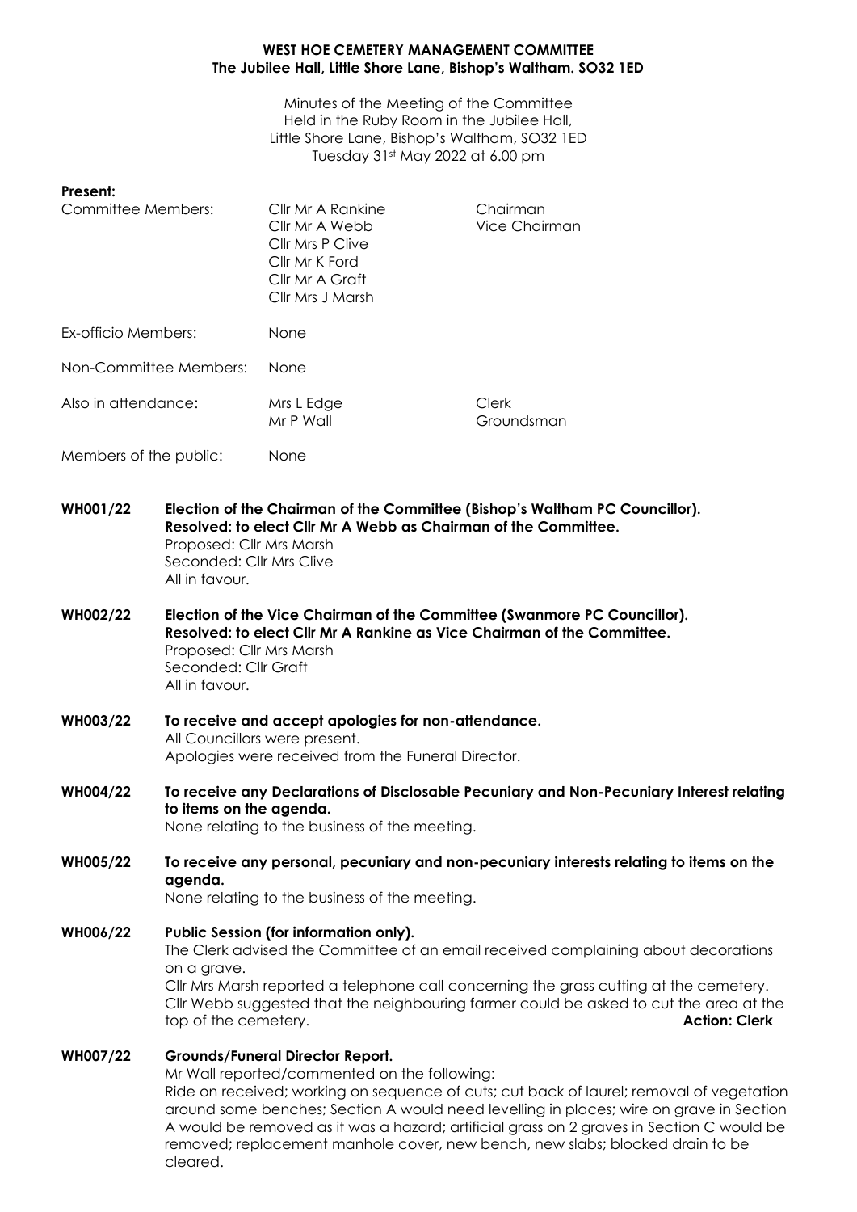# WEST HOE CEMETERY MANAGEMENT COMMITTEE
## The Jubilee Hall, Little Shore Lane, Bishop's Waltham. SO32 1ED

Minutes of the Meeting of the Committee
Held in the Ruby Room in the Jubilee Hall,
Little Shore Lane, Bishop's Waltham, SO32 1ED
Tuesday 31st May 2022 at 6.00 pm

**Present:**

| | | |
|---|---|---|
| Committee Members: | Cllr Mr A Rankine | Chairman |
| | Cllr Mr A Webb | Vice Chairman |
| | Cllr Mrs P Clive | |
| | Cllr Mr K Ford | |
| | Cllr Mr A Graft | |
| | Cllr Mrs J Marsh | |
| Ex-officio Members: | None | |
| Non-Committee Members: | None | |
| Also in attendance: | Mrs L Edge | Clerk |
| | Mr P Wall | Groundsman |
| Members of the public: | None | |

**WH001/22 Election of the Chairman of the Committee (Bishop's Waltham PC Councillor).**
**Resolved: to elect Cllr Mr A Webb as Chairman of the Committee.**
Proposed: Cllr Mrs Marsh
Seconded: Cllr Mrs Clive
All in favour.

**WH002/22 Election of the Vice Chairman of the Committee (Swanmore PC Councillor).**
**Resolved: to elect Cllr Mr A Rankine as Vice Chairman of the Committee.**
Proposed: Cllr Mrs Marsh
Seconded: Cllr Graft
All in favour.

**WH003/22 To receive and accept apologies for non-attendance.**
All Councillors were present.
Apologies were received from the Funeral Director.

**WH004/22 To receive any Declarations of Disclosable Pecuniary and Non-Pecuniary Interest relating to items on the agenda.**
None relating to the business of the meeting.

**WH005/22 To receive any personal, pecuniary and non-pecuniary interests relating to items on the agenda.**
None relating to the business of the meeting.

**WH006/22 Public Session (for information only).**
The Clerk advised the Committee of an email received complaining about decorations on a grave.
Cllr Mrs Marsh reported a telephone call concerning the grass cutting at the cemetery.
Cllr Webb suggested that the neighbouring farmer could be asked to cut the area at the top of the cemetery. **Action: Clerk**

**WH007/22 Grounds/Funeral Director Report.**
Mr Wall reported/commented on the following:
Ride on received; working on sequence of cuts; cut back of laurel; removal of vegetation around some benches; Section A would need levelling in places; wire on grave in Section A would be removed as it was a hazard; artificial grass on 2 graves in Section C would be removed; replacement manhole cover, new bench, new slabs; blocked drain to be cleared.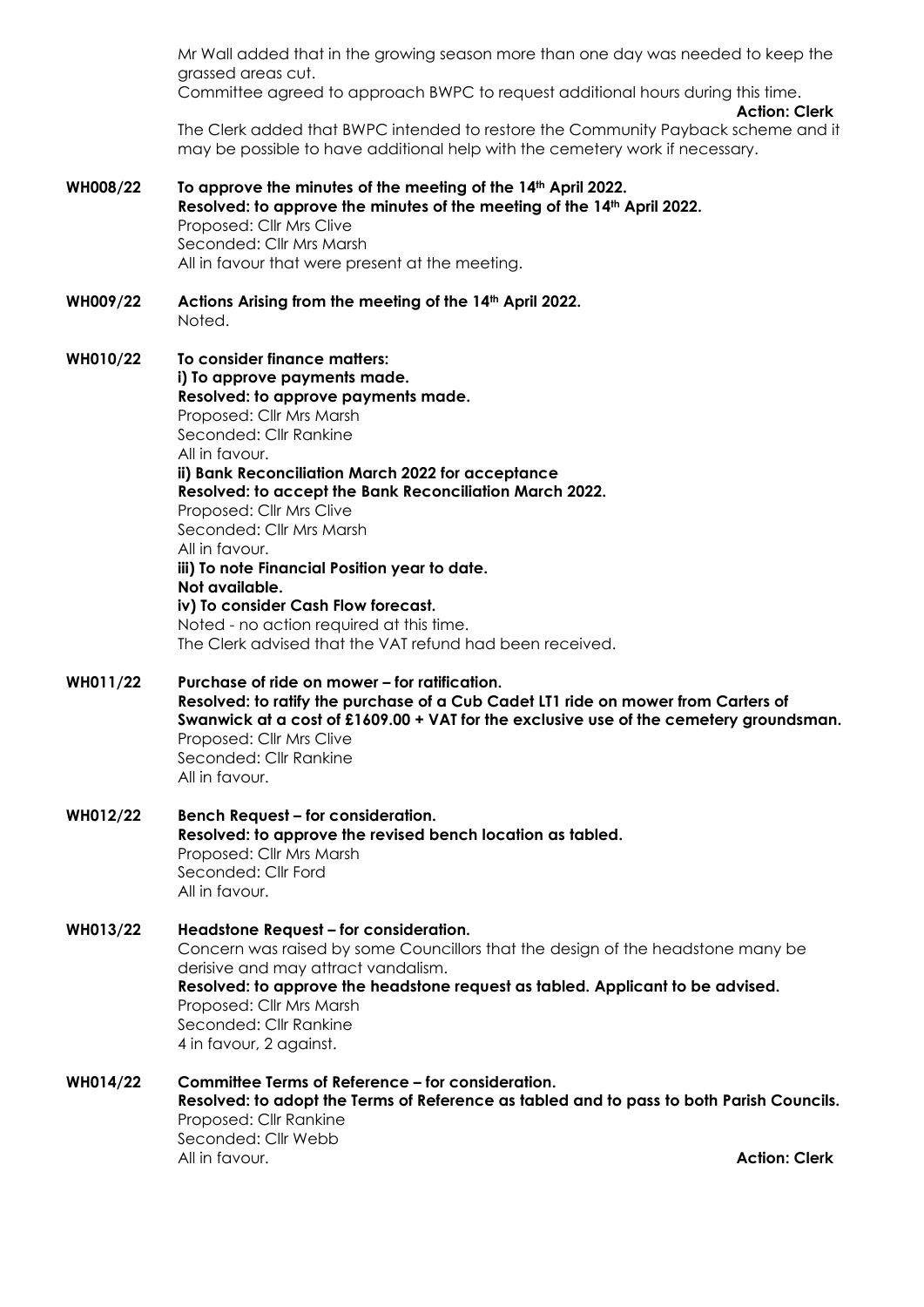Mr Wall added that in the growing season more than one day was needed to keep the grassed areas cut.
Committee agreed to approach BWPC to request additional hours during this time.

**Action: Clerk**

The Clerk added that BWPC intended to restore the Community Payback scheme and it may be possible to have additional help with the cemetery work if necessary.

**WH008/22 To approve the minutes of the meeting of the 14th April 2022.**
**Resolved: to approve the minutes of the meeting of the 14th April 2022.**
Proposed: Cllr Mrs Clive
Seconded: Cllr Mrs Marsh
All in favour that were present at the meeting.

**WH009/22 Actions Arising from the meeting of the 14th April 2022.**
Noted.

**WH010/22 To consider finance matters:**
**i) To approve payments made.**
**Resolved: to approve payments made.**
Proposed: Cllr Mrs Marsh
Seconded: Cllr Rankine
All in favour.
**ii) Bank Reconciliation March 2022 for acceptance**
**Resolved: to accept the Bank Reconciliation March 2022.**
Proposed: Cllr Mrs Clive
Seconded: Cllr Mrs Marsh
All in favour.
**iii) To note Financial Position year to date.**
**Not available.**
**iv) To consider Cash Flow forecast.**
Noted - no action required at this time.
The Clerk advised that the VAT refund had been received.

**WH011/22 Purchase of ride on mower – for ratification.**
**Resolved: to ratify the purchase of a Cub Cadet LT1 ride on mower from Carters of Swanwick at a cost of £1609.00 + VAT for the exclusive use of the cemetery groundsman.**
Proposed: Cllr Mrs Clive
Seconded: Cllr Rankine
All in favour.

**WH012/22 Bench Request – for consideration.**
**Resolved: to approve the revised bench location as tabled.**
Proposed: Cllr Mrs Marsh
Seconded: Cllr Ford
All in favour.

**WH013/22 Headstone Request – for consideration.**
Concern was raised by some Councillors that the design of the headstone many be derisive and may attract vandalism.
**Resolved: to approve the headstone request as tabled. Applicant to be advised.**
Proposed: Cllr Mrs Marsh
Seconded: Cllr Rankine
4 in favour, 2 against.

**WH014/22 Committee Terms of Reference – for consideration.**
**Resolved: to adopt the Terms of Reference as tabled and to pass to both Parish Councils.**
Proposed: Cllr Rankine
Seconded: Cllr Webb
All in favour.

**Action: Clerk**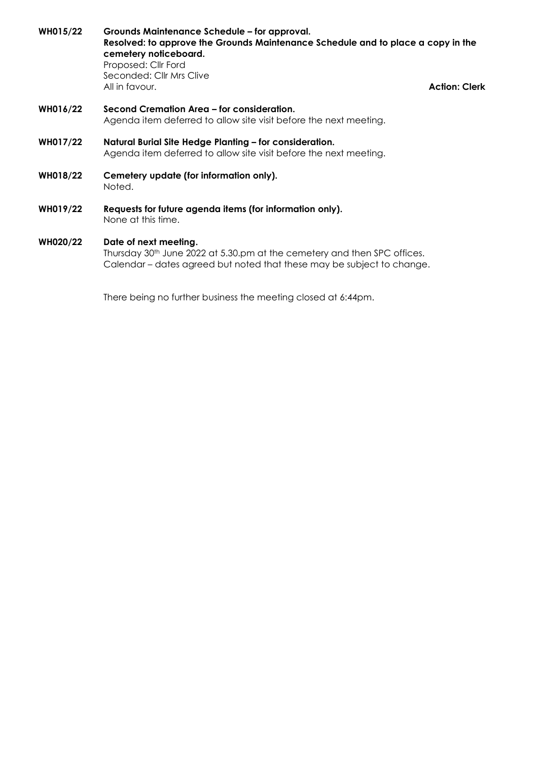**WH015/22** **Grounds Maintenance Schedule – for approval.**
**Resolved: to approve the Grounds Maintenance Schedule and to place a copy in the cemetery noticeboard.**
Proposed: Cllr Ford
Seconded: Cllr Mrs Clive
All in favour. **Action: Clerk**

**WH016/22** **Second Cremation Area – for consideration.**
Agenda item deferred to allow site visit before the next meeting.

**WH017/22** **Natural Burial Site Hedge Planting – for consideration.**
Agenda item deferred to allow site visit before the next meeting.

**WH018/22** **Cemetery update (for information only).**
Noted.

**WH019/22** **Requests for future agenda items (for information only).**
None at this time.

**WH020/22** **Date of next meeting.**
Thursday 30th June 2022 at 5.30.pm at the cemetery and then SPC offices.
Calendar – dates agreed but noted that these may be subject to change.

There being no further business the meeting closed at 6:44pm.